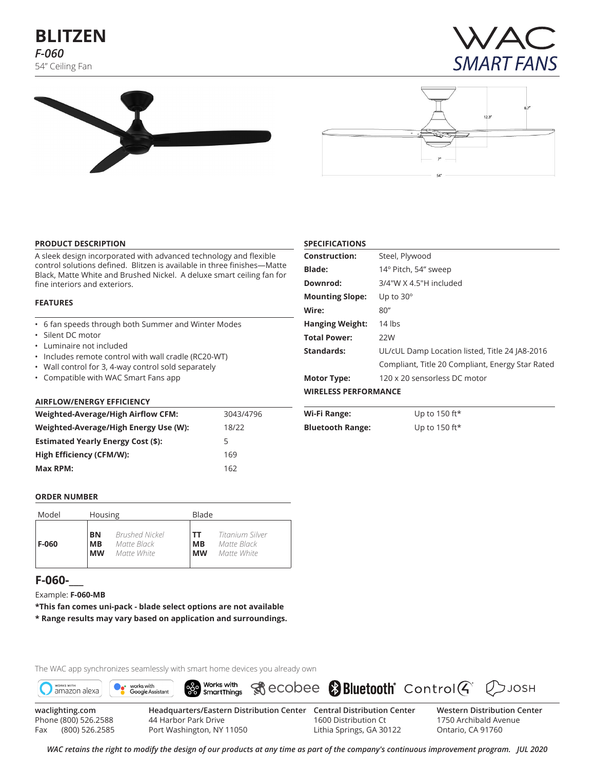# BLITZEN

*F-060*

54" Ceiling Fan

WAC SMART FANS

## PRODUCT DESCRIPTION

A sleek design incorporated with advanced technology and flexible control solutions defined. Blitzen is available in three finishes—Matte Black, Matte White and Brushed Nickel. A deluxe smart ceiling fan for fine interiors and exteriors.

## FEATURES

- 6 fan speeds through both Summer and Winter Modes
- Silent DC motor
- Luminaire not included
- Includes remote control with wall cradle (RC20-WT)
- Wall control for 3, 4-way control sold separately
- Compatible with WAC Smart Fans app

## AIRFLOW/ENERGY EFFICIENCY

| | |
|---|---|
| **Weighted-Average/High Airflow CFM:** | 3043/4796 |
| **Weighted-Average/High Energy Use (W):** | 18/22 |
| **Estimated Yearly Energy Cost ($):** | 5 |
| **High Efficiency (CFM/W):** | 169 |
| **Max RPM:** | 162 |

## ORDER NUMBER

| Model | Housing | Blade |
|---|---|---|
| **F-060** | **BN** *Brushed Nickel*<br>**MB** *Matte Black*<br>**MW** *Matte White* | **TT** *Titanium Silver*<br>**MB** *Matte Black*<br>**MW** *Matte White* |

## F-060-___

Example: **F-060-MB**

**\*This fan comes uni-pack - blade select options are not available**

**\* Range results may vary based on application and surroundings.**

## SPECIFICATIONS

| | |
|---|---|
| **Construction:** | Steel, Plywood |
| **Blade:** | 14º Pitch, 54" sweep |
| **Downrod:** | 3/4"W X 4.5"H included |
| **Mounting Slope:** | Up to 30º |
| **Wire:** | 80" |
| **Hanging Weight:** | 14 lbs |
| **Total Power:** | 22W |
| **Standards:** | UL/cUL Damp Location listed, Title 24 JA8-2016 Compliant, Title 20 Compliant, Energy Star Rated |
| **Motor Type:** | 120 x 20 sensorless DC motor |

## WIRELESS PERFORMANCE

| | |
|---|---|
| **Wi-Fi Range:** | Up to 150 ft* |
| **Bluetooth Range:** | Up to 150 ft* |

The WAC app synchronizes seamlessly with smart home devices you already own

works with amazon alexa | works with Google Assistant | Works with SmartThings | ecobee | Bluetooth | Control4 | JOSH

waclighting.com
Phone (800) 526.2588
Fax (800) 526.2585

**Headquarters/Eastern Distribution Center**
44 Harbor Park Drive
Port Washington, NY 11050

**Central Distribution Center**
1600 Distribution Ct
Lithia Springs, GA 30122

**Western Distribution Center**
1750 Archibald Avenue
Ontario, CA 91760

*WAC retains the right to modify the design of our products at any time as part of the company's continuous improvement program. JUL 2020*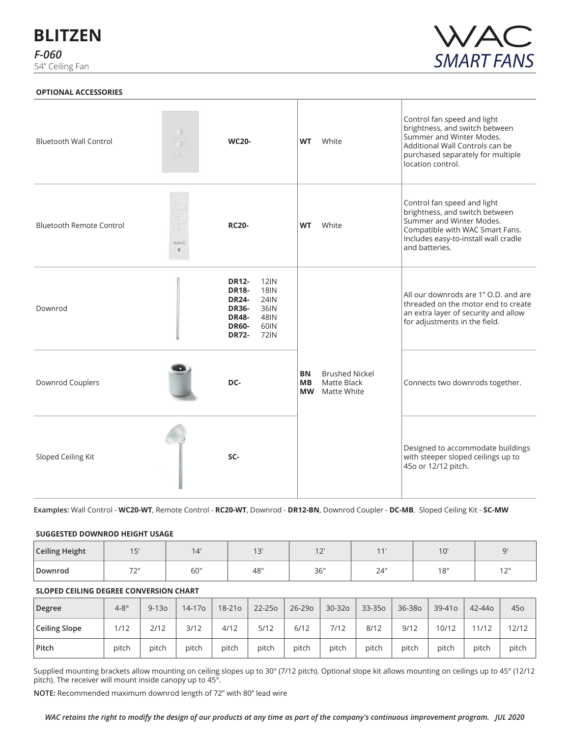# BLITZEN

*F-060*

54" Ceiling Fan

WAC SMART FANS

**OPTIONAL ACCESSORIES**

| | | | |
|---|---|---|---|
| Bluetooth Wall Control | **WC20-** | **WT** White | Control fan speed and light brightness, and switch between Summer and Winter Modes. Additional Wall Controls can be purchased separately for multiple location control. |
| Bluetooth Remote Control | **RC20-** | **WT** White | Control fan speed and light brightness, and switch between Summer and Winter Modes. Compatible with WAC Smart Fans. Includes easy-to-install wall cradle and batteries. |
| Downrod | **DR12-** 12IN<br>**DR18-** 18IN<br>**DR24-** 24IN<br>**DR36-** 36IN<br>**DR48-** 48IN<br>**DR60-** 60IN<br>**DR72-** 72IN | **BN** Brushed Nickel<br>**MB** Matte Black<br>**MW** Matte White | All our downrods are 1" O.D. and are threaded on the motor end to create an extra layer of security and allow for adjustments in the field. |
| Downrod Couplers | **DC-** | | Connects two downrods together. |
| Sloped Ceiling Kit | **SC-** | | Designed to accommodate buildings with steeper sloped ceilings up to 45o or 12/12 pitch. |

**Examples:** Wall Control - **WC20-WT**, Remote Control - **RC20-WT**, Downrod - **DR12-BN**, Downrod Coupler - **DC-MB**, Sloped Ceiling Kit - **SC-MW**

**SUGGESTED DOWNROD HEIGHT USAGE**

| Ceiling Height | 15' | 14' | 13' | 12' | 11' | 10' | 9' |
|---|---|---|---|---|---|---|---|
| Downrod | 72" | 60" | 48" | 36" | 24" | 18" | 12" |

**SLOPED CEILING DEGREE CONVERSION CHART**

| Degree | 4-8° | 9-13o | 14-17o | 18-21o | 22-25o | 26-29o | 30-32o | 33-35o | 36-38o | 39-41o | 42-44o | 45o |
|---|---|---|---|---|---|---|---|---|---|---|---|---|
| Ceiling Slope | 1/12 | 2/12 | 3/12 | 4/12 | 5/12 | 6/12 | 7/12 | 8/12 | 9/12 | 10/12 | 11/12 | 12/12 |
| Pitch | pitch | pitch | pitch | pitch | pitch | pitch | pitch | pitch | pitch | pitch | pitch | pitch |

Supplied mounting brackets allow mounting on ceiling slopes up to 30° (7/12 pitch). Optional slope kit allows mounting on ceilings up to 45° (12/12 pitch). The receiver will mount inside canopy up to 45°.

**NOTE:** Recommended maximum downrod length of 72" with 80" lead wire

***WAC retains the right to modify the design of our products at any time as part of the company's continuous improvement program. JUL 2020***